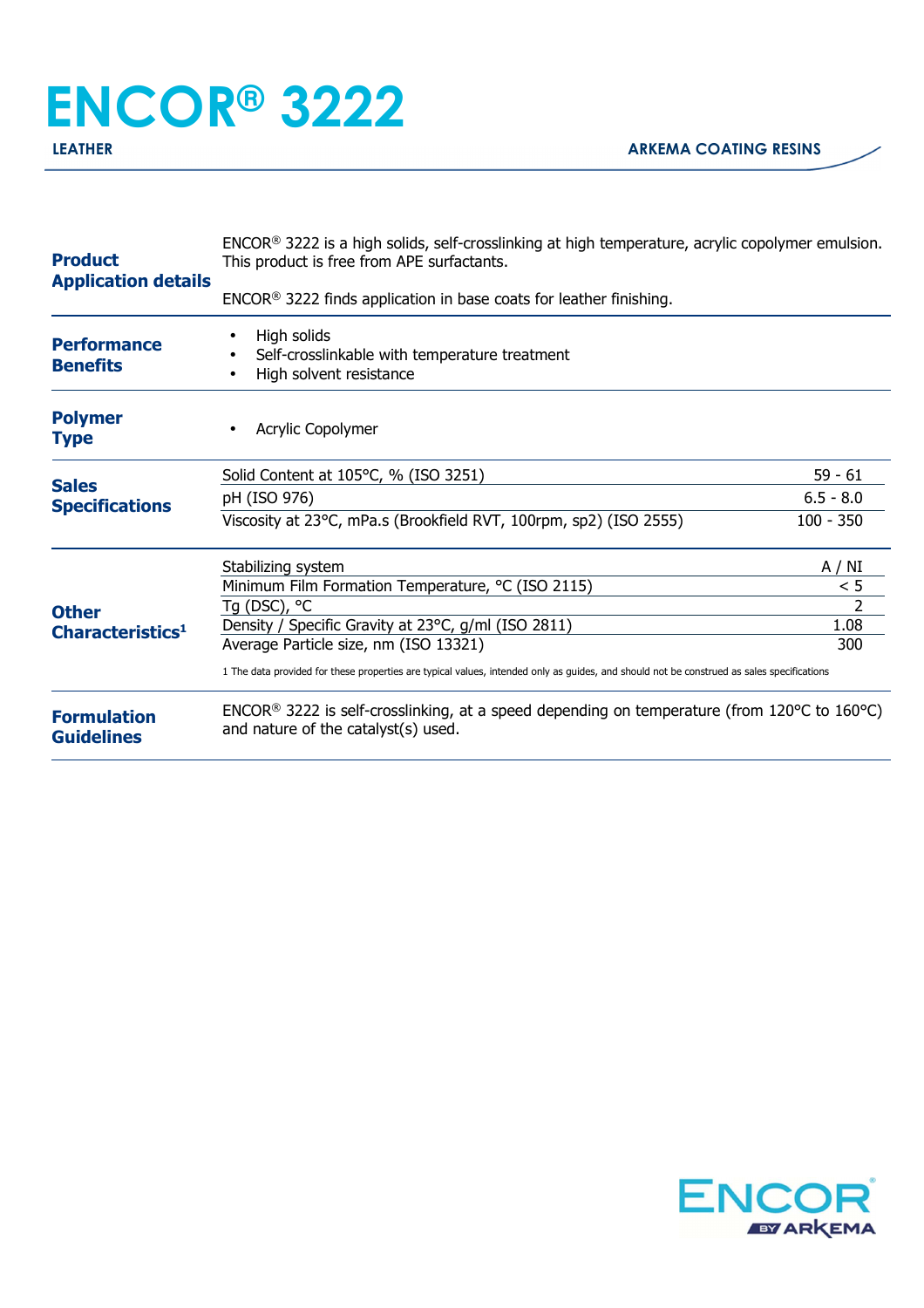# ENCOR® 3222

**LEATHER** | **ARKEMA COATING RESINS**

## Product Application details

ENCOR® 3222 is a high solids, self-crosslinking at high temperature, acrylic copolymer emulsion. This product is free from APE surfactants.

ENCOR® 3222 finds application in base coats for leather finishing.

## Performance Benefits

- High solids
- Self-crosslinkable with temperature treatment
- High solvent resistance

## Polymer Type

- Acrylic Copolymer

## Sales Specifications

| Property | Value |
|---|---|
| Solid Content at 105°C, % (ISO 3251) | 59 - 61 |
| pH (ISO 976) | 6.5 - 8.0 |
| Viscosity at 23°C, mPa.s (Brookfield RVT, 100rpm, sp2) (ISO 2555) | 100 - 350 |

## Other Characteristics[1]

| Property | Value |
|---|---|
| Stabilizing system | A / NI |
| Minimum Film Formation Temperature, °C (ISO 2115) | < 5 |
| Tg (DSC), °C | 2 |
| Density / Specific Gravity at 23°C, g/ml (ISO 2811) | 1.08 |
| Average Particle size, nm (ISO 13321) | 300 |

1 The data provided for these properties are typical values, intended only as guides, and should not be construed as sales specifications

## Formulation Guidelines

ENCOR® 3222 is self-crosslinking, at a speed depending on temperature (from 120°C to 160°C) and nature of the catalyst(s) used.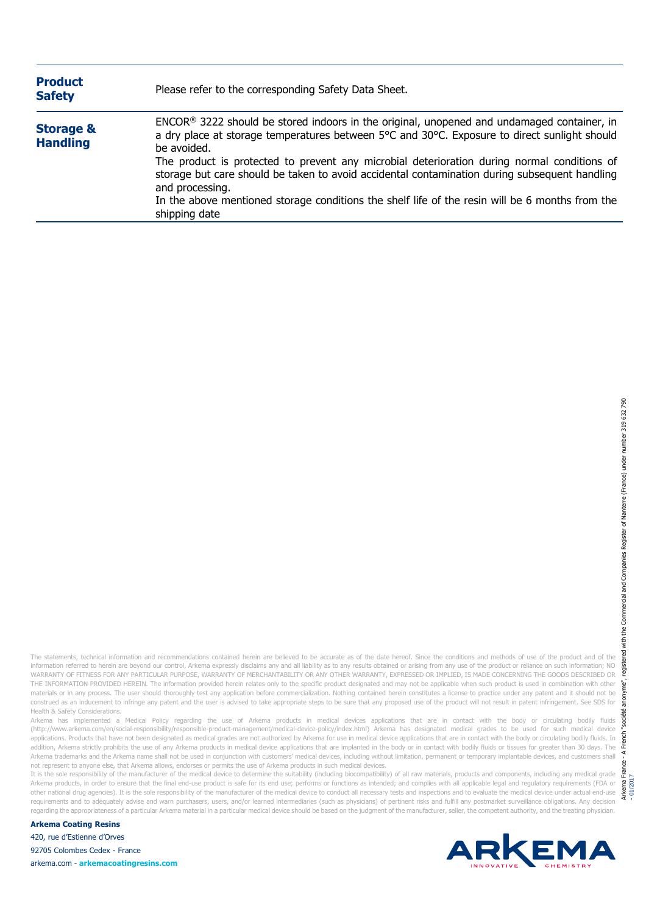| | |
|---|---|
| **Product Safety** | Please refer to the corresponding Safety Data Sheet. |
| **Storage & Handling** | ENCOR® 3222 should be stored indoors in the original, unopened and undamaged container, in a dry place at storage temperatures between 5°C and 30°C. Exposure to direct sunlight should be avoided.<br>The product is protected to prevent any microbial deterioration during normal conditions of storage but care should be taken to avoid accidental contamination during subsequent handling and processing.<br>In the above mentioned storage conditions the shelf life of the resin will be 6 months from the shipping date |

The statements, technical information and recommendations contained herein are believed to be accurate as of the date hereof. Since the conditions and methods of use of the product and of the information referred to herein are beyond our control, Arkema expressly disclaims any and all liability as to any results obtained or arising from any use of the product or reliance on such information; NO WARRANTY OF FITNESS FOR ANY PARTICULAR PURPOSE, WARRANTY OF MERCHANTABILITY OR ANY OTHER WARRANTY, EXPRESSED OR IMPLIED, IS MADE CONCERNING THE GOODS DESCRIBED OR THE INFORMATION PROVIDED HEREIN. The information provided herein relates only to the specific product designated and may not be applicable when such product is used in combination with other materials or in any process. The user should thoroughly test any application before commercialization. Nothing contained herein constitutes a license to practice under any patent and it should not be construed as an inducement to infringe any patent and the user is advised to take appropriate steps to be sure that any proposed use of the product will not result in patent infringement. See SDS for Health & Safety Considerations.

Arkema has implemented a Medical Policy regarding the use of Arkema products in medical devices applications that are in contact with the body or circulating bodily fluids (http://www.arkema.com/en/social-responsibility/responsible-product-management/medical-device-policy/index.html) Arkema has designated medical grades to be used for such medical device applications. Products that have not been designated as medical grades are not authorized by Arkema for use in medical device applications that are in contact with the body or circulating bodily fluids. In addition, Arkema strictly prohibits the use of any Arkema products in medical device applications that are implanted in the body or in contact with bodily fluids or tissues for greater than 30 days. The Arkema trademarks and the Arkema name shall not be used in conjunction with customers' medical devices, including without limitation, permanent or temporary implantable devices, and customers shall not represent to anyone else, that Arkema allows, endorses or permits the use of Arkema products in such medical devices.

It is the sole responsibility of the manufacturer of the medical device to determine the suitability (including biocompatibility) of all raw materials, products and components, including any medical grade Arkema products, in order to ensure that the final end-use product is safe for its end use; performs or functions as intended; and complies with all applicable legal and regulatory requirements (FDA or other national drug agencies). It is the sole responsibility of the manufacturer of the medical device to conduct all necessary tests and inspections and to evaluate the medical device under actual end-use requirements and to adequately advise and warn purchasers, users, and/or learned intermediaries (such as physicians) of pertinent risks and fulfill any postmarket surveillance obligations. Any decision regarding the appropriateness of a particular Arkema material in a particular medical device should be based on the judgment of the manufacturer, seller, the competent authority, and the treating physician.

**Arkema Coating Resins**
420, rue d'Estienne d'Orves
92705 Colombes Cedex - France
arkema.com - **arkemacoatingresins.com**

Arkema France - A French "société anonyme", registered with the Commercial and Companies Register of Nanterre (France) under number 319 632 790 - 01/2017